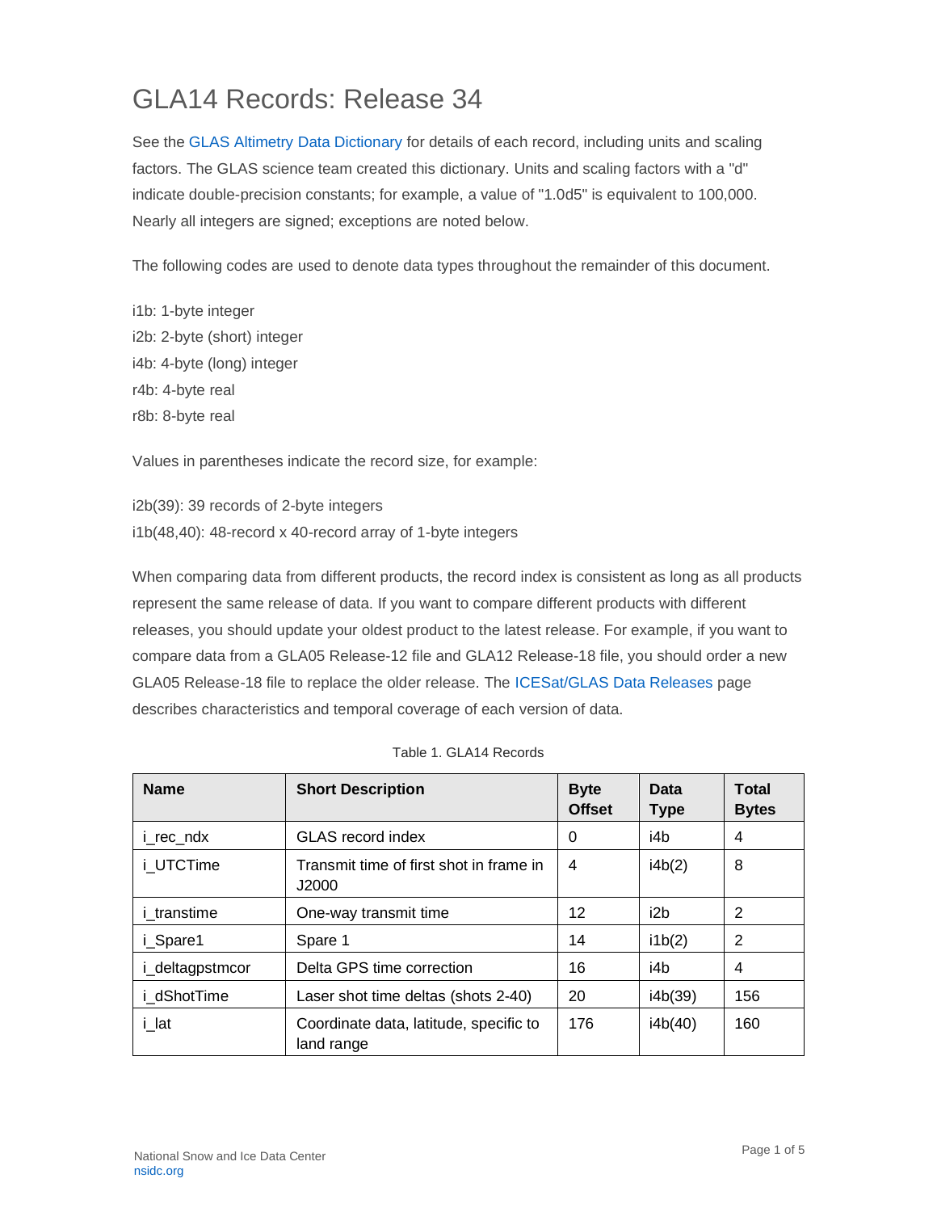# GLA14 Records: Release 34

See the GLAS Altimetry Data Dictionary for details of each record, including units and scaling factors. The GLAS science team created this dictionary. Units and scaling factors with a "d" indicate double-precision constants; for example, a value of "1.0d5" is equivalent to 100,000. Nearly all integers are signed; exceptions are noted below.

The following codes are used to denote data types throughout the remainder of this document.

i1b: 1-byte integer
i2b: 2-byte (short) integer
i4b: 4-byte (long) integer
r4b: 4-byte real
r8b: 8-byte real

Values in parentheses indicate the record size, for example:

i2b(39): 39 records of 2-byte integers
i1b(48,40): 48-record x 40-record array of 1-byte integers

When comparing data from different products, the record index is consistent as long as all products represent the same release of data. If you want to compare different products with different releases, you should update your oldest product to the latest release. For example, if you want to compare data from a GLA05 Release-12 file and GLA12 Release-18 file, you should order a new GLA05 Release-18 file to replace the older release. The ICESat/GLAS Data Releases page describes characteristics and temporal coverage of each version of data.

Table 1. GLA14 Records

| Name | Short Description | Byte Offset | Data Type | Total Bytes |
|---|---|---|---|---|
| i_rec_ndx | GLAS record index | 0 | i4b | 4 |
| i_UTCTime | Transmit time of first shot in frame in J2000 | 4 | i4b(2) | 8 |
| i_transtime | One-way transmit time | 12 | i2b | 2 |
| i_Spare1 | Spare 1 | 14 | i1b(2) | 2 |
| i_deltagpstmcor | Delta GPS time correction | 16 | i4b | 4 |
| i_dShotTime | Laser shot time deltas (shots 2-40) | 20 | i4b(39) | 156 |
| i_lat | Coordinate data, latitude, specific to land range | 176 | i4b(40) | 160 |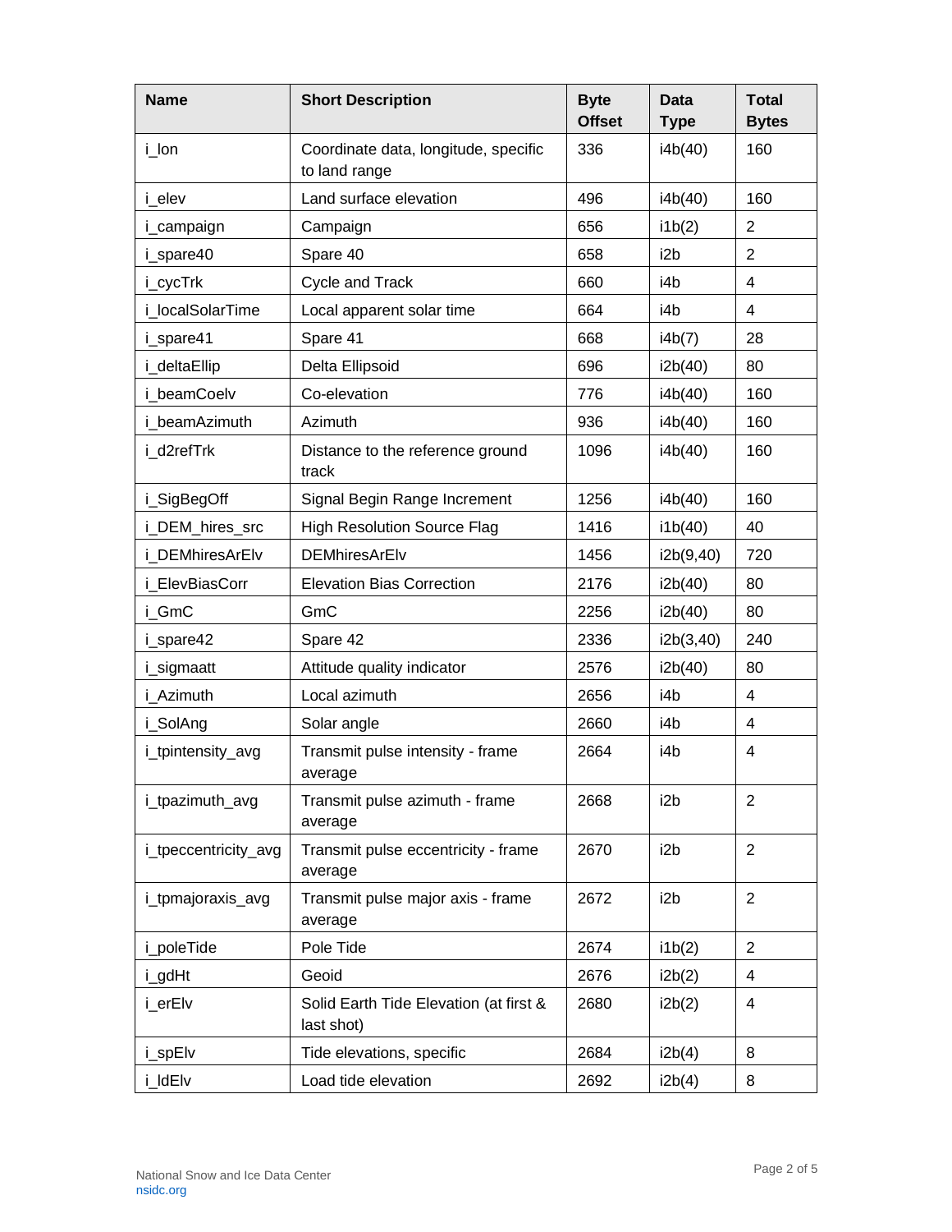| Name | Short Description | Byte Offset | Data Type | Total Bytes |
| --- | --- | --- | --- | --- |
| i_lon | Coordinate data, longitude, specific to land range | 336 | i4b(40) | 160 |
| i_elev | Land surface elevation | 496 | i4b(40) | 160 |
| i_campaign | Campaign | 656 | i1b(2) | 2 |
| i_spare40 | Spare 40 | 658 | i2b | 2 |
| i_cycTrk | Cycle and Track | 660 | i4b | 4 |
| i_localSolarTime | Local apparent solar time | 664 | i4b | 4 |
| i_spare41 | Spare 41 | 668 | i4b(7) | 28 |
| i_deltaEllip | Delta Ellipsoid | 696 | i2b(40) | 80 |
| i_beamCoelv | Co-elevation | 776 | i4b(40) | 160 |
| i_beamAzimuth | Azimuth | 936 | i4b(40) | 160 |
| i_d2refTrk | Distance to the reference ground track | 1096 | i4b(40) | 160 |
| i_SigBegOff | Signal Begin Range Increment | 1256 | i4b(40) | 160 |
| i_DEM_hires_src | High Resolution Source Flag | 1416 | i1b(40) | 40 |
| i_DEMhiresArElv | DEMhiresArElv | 1456 | i2b(9,40) | 720 |
| i_ElevBiasCorr | Elevation Bias Correction | 2176 | i2b(40) | 80 |
| i_GmC | GmC | 2256 | i2b(40) | 80 |
| i_spare42 | Spare 42 | 2336 | i2b(3,40) | 240 |
| i_sigmaatt | Attitude quality indicator | 2576 | i2b(40) | 80 |
| i_Azimuth | Local azimuth | 2656 | i4b | 4 |
| i_SolAng | Solar angle | 2660 | i4b | 4 |
| i_tpintensity_avg | Transmit pulse intensity - frame average | 2664 | i4b | 4 |
| i_tpazimuth_avg | Transmit pulse azimuth - frame average | 2668 | i2b | 2 |
| i_tpeccentricity_avg | Transmit pulse eccentricity - frame average | 2670 | i2b | 2 |
| i_tpmajoraxis_avg | Transmit pulse major axis - frame average | 2672 | i2b | 2 |
| i_poleTide | Pole Tide | 2674 | i1b(2) | 2 |
| i_gdHt | Geoid | 2676 | i2b(2) | 4 |
| i_erElv | Solid Earth Tide Elevation (at first & last shot) | 2680 | i2b(2) | 4 |
| i_spElv | Tide elevations, specific | 2684 | i2b(4) | 8 |
| i_ldElv | Load tide elevation | 2692 | i2b(4) | 8 |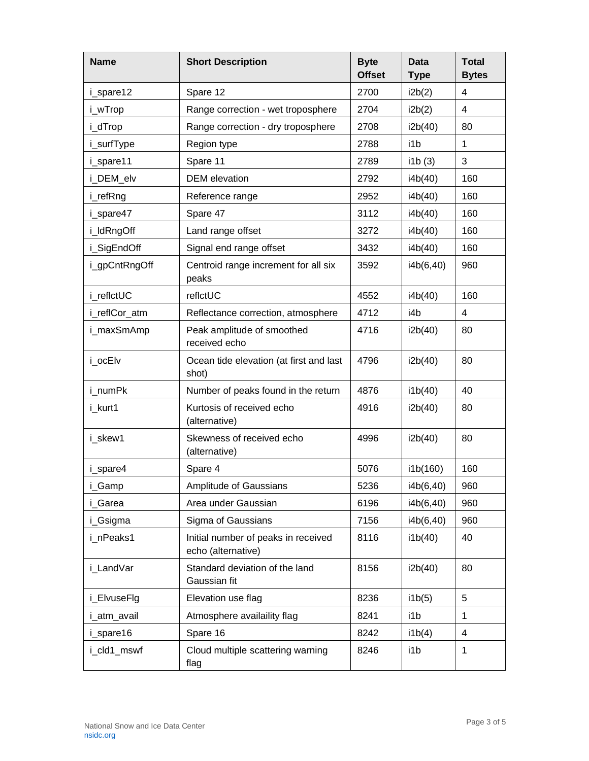| Name | Short Description | Byte Offset | Data Type | Total Bytes |
|---|---|---|---|---|
| i_spare12 | Spare 12 | 2700 | i2b(2) | 4 |
| i_wTrop | Range correction - wet troposphere | 2704 | i2b(2) | 4 |
| i_dTrop | Range correction - dry troposphere | 2708 | i2b(40) | 80 |
| i_surfType | Region type | 2788 | i1b | 1 |
| i_spare11 | Spare 11 | 2789 | i1b (3) | 3 |
| i_DEM_elv | DEM elevation | 2792 | i4b(40) | 160 |
| i_refRng | Reference range | 2952 | i4b(40) | 160 |
| i_spare47 | Spare 47 | 3112 | i4b(40) | 160 |
| i_ldRngOff | Land range offset | 3272 | i4b(40) | 160 |
| i_SigEndOff | Signal end range offset | 3432 | i4b(40) | 160 |
| i_gpCntRngOff | Centroid range increment for all six peaks | 3592 | i4b(6,40) | 960 |
| i_reflctUC | reflctUC | 4552 | i4b(40) | 160 |
| i_reflCor_atm | Reflectance correction, atmosphere | 4712 | i4b | 4 |
| i_maxSmAmp | Peak amplitude of smoothed received echo | 4716 | i2b(40) | 80 |
| i_ocElv | Ocean tide elevation (at first and last shot) | 4796 | i2b(40) | 80 |
| i_numPk | Number of peaks found in the return | 4876 | i1b(40) | 40 |
| i_kurt1 | Kurtosis of received echo (alternative) | 4916 | i2b(40) | 80 |
| i_skew1 | Skewness of received echo (alternative) | 4996 | i2b(40) | 80 |
| i_spare4 | Spare 4 | 5076 | i1b(160) | 160 |
| i_Gamp | Amplitude of Gaussians | 5236 | i4b(6,40) | 960 |
| i_Garea | Area under Gaussian | 6196 | i4b(6,40) | 960 |
| i_Gsigma | Sigma of Gaussians | 7156 | i4b(6,40) | 960 |
| i_nPeaks1 | Initial number of peaks in received echo (alternative) | 8116 | i1b(40) | 40 |
| i_LandVar | Standard deviation of the land Gaussian fit | 8156 | i2b(40) | 80 |
| i_ElvuseFlg | Elevation use flag | 8236 | i1b(5) | 5 |
| i_atm_avail | Atmosphere availaility flag | 8241 | i1b | 1 |
| i_spare16 | Spare 16 | 8242 | i1b(4) | 4 |
| i_cld1_mswf | Cloud multiple scattering warning flag | 8246 | i1b | 1 |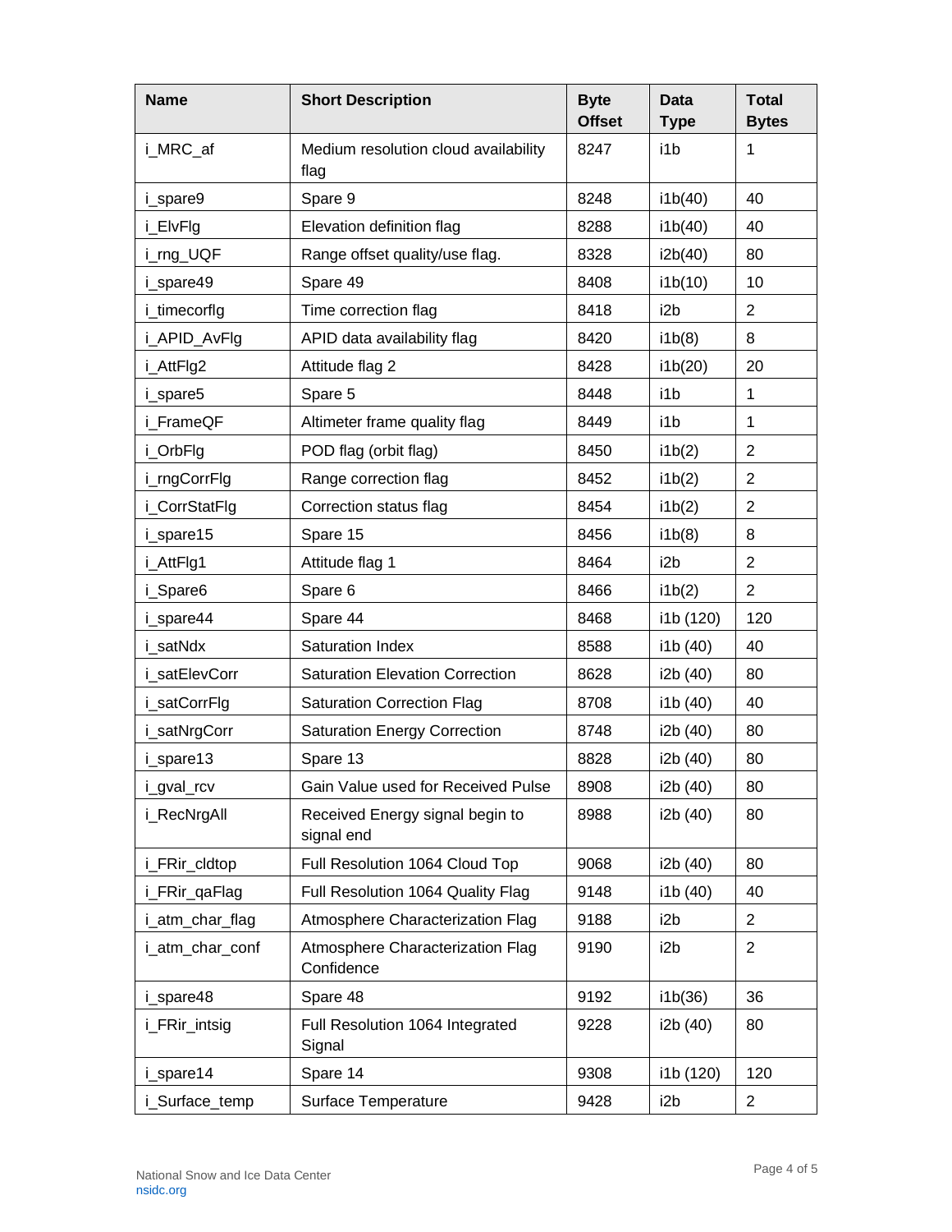| Name | Short Description | Byte Offset | Data Type | Total Bytes |
|---|---|---|---|---|
| i_MRC_af | Medium resolution cloud availability flag | 8247 | i1b | 1 |
| i_spare9 | Spare 9 | 8248 | i1b(40) | 40 |
| i_ElvFlg | Elevation definition flag | 8288 | i1b(40) | 40 |
| i_rng_UQF | Range offset quality/use flag. | 8328 | i2b(40) | 80 |
| i_spare49 | Spare 49 | 8408 | i1b(10) | 10 |
| i_timecorflg | Time correction flag | 8418 | i2b | 2 |
| i_APID_AvFlg | APID data availability flag | 8420 | i1b(8) | 8 |
| i_AttFlg2 | Attitude flag 2 | 8428 | i1b(20) | 20 |
| i_spare5 | Spare 5 | 8448 | i1b | 1 |
| i_FrameQF | Altimeter frame quality flag | 8449 | i1b | 1 |
| i_OrbFlg | POD flag (orbit flag) | 8450 | i1b(2) | 2 |
| i_rngCorrFlg | Range correction flag | 8452 | i1b(2) | 2 |
| i_CorrStatFlg | Correction status flag | 8454 | i1b(2) | 2 |
| i_spare15 | Spare 15 | 8456 | i1b(8) | 8 |
| i_AttFlg1 | Attitude flag 1 | 8464 | i2b | 2 |
| i_Spare6 | Spare 6 | 8466 | i1b(2) | 2 |
| i_spare44 | Spare 44 | 8468 | i1b (120) | 120 |
| i_satNdx | Saturation Index | 8588 | i1b (40) | 40 |
| i_satElevCorr | Saturation Elevation Correction | 8628 | i2b (40) | 80 |
| i_satCorrFlg | Saturation Correction Flag | 8708 | i1b (40) | 40 |
| i_satNrgCorr | Saturation Energy Correction | 8748 | i2b (40) | 80 |
| i_spare13 | Spare 13 | 8828 | i2b (40) | 80 |
| i_gval_rcv | Gain Value used for Received Pulse | 8908 | i2b (40) | 80 |
| i_RecNrgAll | Received Energy signal begin to signal end | 8988 | i2b (40) | 80 |
| i_FRir_cldtop | Full Resolution 1064 Cloud Top | 9068 | i2b (40) | 80 |
| i_FRir_qaFlag | Full Resolution 1064 Quality Flag | 9148 | i1b (40) | 40 |
| i_atm_char_flag | Atmosphere Characterization Flag | 9188 | i2b | 2 |
| i_atm_char_conf | Atmosphere Characterization Flag Confidence | 9190 | i2b | 2 |
| i_spare48 | Spare 48 | 9192 | i1b(36) | 36 |
| i_FRir_intsig | Full Resolution 1064 Integrated Signal | 9228 | i2b (40) | 80 |
| i_spare14 | Spare 14 | 9308 | i1b (120) | 120 |
| i_Surface_temp | Surface Temperature | 9428 | i2b | 2 |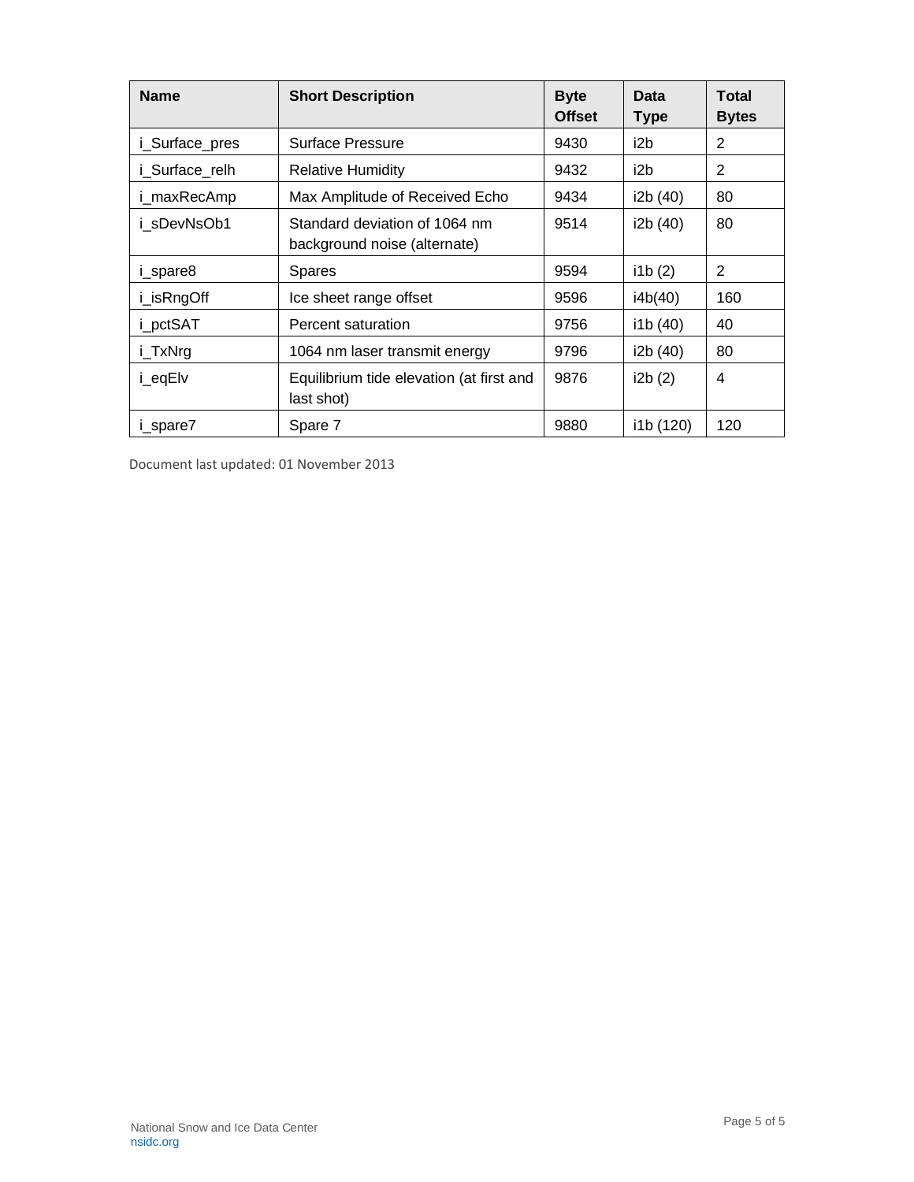| Name | Short Description | Byte Offset | Data Type | Total Bytes |
| --- | --- | --- | --- | --- |
| i_Surface_pres | Surface Pressure | 9430 | i2b | 2 |
| i_Surface_relh | Relative Humidity | 9432 | i2b | 2 |
| i_maxRecAmp | Max Amplitude of Received Echo | 9434 | i2b (40) | 80 |
| i_sDevNsOb1 | Standard deviation of 1064 nm background noise (alternate) | 9514 | i2b (40) | 80 |
| i_spare8 | Spares | 9594 | i1b (2) | 2 |
| i_isRngOff | Ice sheet range offset | 9596 | i4b(40) | 160 |
| i_pctSAT | Percent saturation | 9756 | i1b (40) | 40 |
| i_TxNrg | 1064 nm laser transmit energy | 9796 | i2b (40) | 80 |
| i_eqElv | Equilibrium tide elevation (at first and last shot) | 9876 | i2b (2) | 4 |
| i_spare7 | Spare 7 | 9880 | i1b (120) | 120 |

Document last updated: 01 November 2013